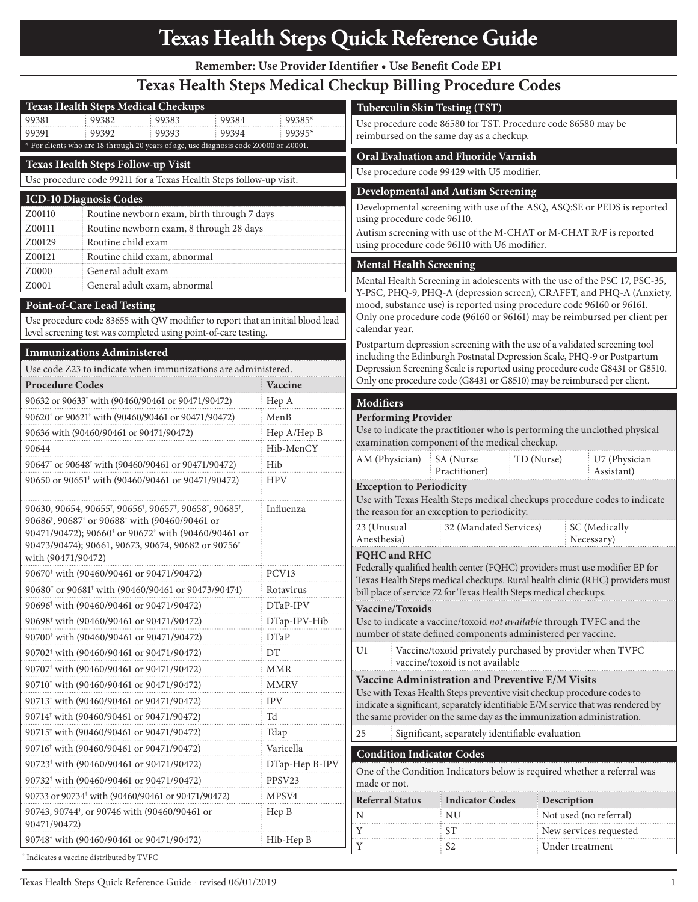# Texas Health Steps Quick Reference Guide

**Remember: Use Provider Identifier • Use Benefit Code EP1**

## Texas Health Steps Medical Checkup Billing Procedure Codes

### Texas Health Steps Medical Checkups

| | | | | |
|---|---|---|---|---|
| 99381 | 99382 | 99383 | 99384 | 99385* |
| 99391 | 99392 | 99393 | 99394 | 99395* |

\* For clients who are 18 through 20 years of age, use diagnosis code Z0000 or Z0001.

### Texas Health Steps Follow-up Visit

Use procedure code 99211 for a Texas Health Steps follow-up visit.

### ICD-10 Diagnosis Codes

| Code | Description |
|---|---|
| Z00110 | Routine newborn exam, birth through 7 days |
| Z00111 | Routine newborn exam, 8 through 28 days |
| Z00129 | Routine child exam |
| Z00121 | Routine child exam, abnormal |
| Z0000 | General adult exam |
| Z0001 | General adult exam, abnormal |

### Point-of-Care Lead Testing

Use procedure code 83655 with QW modifier to report that an initial blood lead level screening test was completed using point-of-care testing.

### Immunizations Administered

Use code Z23 to indicate when immunizations are administered.

| Procedure Codes | Vaccine |
|---|---|
| 90632 or 90633† with (90460/90461 or 90471/90472) | Hep A |
| 90620† or 90621† with (90460/90461 or 90471/90472) | MenB |
| 90636 with (90460/90461 or 90471/90472) | Hep A/Hep B |
| 90644 | Hib-MenCY |
| 90647† or 90648† with (90460/90461 or 90471/90472) | Hib |
| 90650 or 90651† with (90460/90461 or 90471/90472) | HPV |
| 90630, 90654, 90655†, 90656†, 90657†, 90658†, 90685†, 90686†, 90687† or 90688† with (90460/90461 or 90471/90472); 90660† or 90672† with (90460/90461 or 90473/90474); 90661, 90673, 90674, 90682 or 90756† with (90471/90472) | Influenza |
| 90670† with (90460/90461 or 90471/90472) | PCV13 |
| 90680† or 90681† with (90460/90461 or 90473/90474) | Rotavirus |
| 90696† with (90460/90461 or 90471/90472) | DTaP-IPV |
| 90698† with (90460/90461 or 90471/90472) | DTap-IPV-Hib |
| 90700† with (90460/90461 or 90471/90472) | DTaP |
| 90702† with (90460/90461 or 90471/90472) | DT |
| 90707† with (90460/90461 or 90471/90472) | MMR |
| 90710† with (90460/90461 or 90471/90472) | MMRV |
| 90713† with (90460/90461 or 90471/90472) | IPV |
| 90714† with (90460/90461 or 90471/90472) | Td |
| 90715† with (90460/90461 or 90471/90472) | Tdap |
| 90716† with (90460/90461 or 90471/90472) | Varicella |
| 90723† with (90460/90461 or 90471/90472) | DTap-Hep B-IPV |
| 90732† with (90460/90461 or 90471/90472) | PPSV23 |
| 90733 or 90734† with (90460/90461 or 90471/90472) | MPSV4 |
| 90743, 90744†, or 90746 with (90460/90461 or 90471/90472) | Hep B |
| 90748† with (90460/90461 or 90471/90472) | Hib-Hep B |

† Indicates a vaccine distributed by TVFC

### Tuberculin Skin Testing (TST)

Use procedure code 86580 for TST. Procedure code 86580 may be reimbursed on the same day as a checkup.

### Oral Evaluation and Fluoride Varnish

Use procedure code 99429 with U5 modifier.

### Developmental and Autism Screening

Developmental screening with use of the ASQ, ASQ:SE or PEDS is reported using procedure code 96110.

Autism screening with use of the M-CHAT or M-CHAT R/F is reported using procedure code 96110 with U6 modifier.

### Mental Health Screening

Mental Health Screening in adolescents with the use of the PSC 17, PSC-35, Y-PSC, PHQ-9, PHQ-A (depression screen), CRAFFT, and PHQ-A (Anxiety, mood, substance use) is reported using procedure code 96160 or 96161. Only one procedure code (96160 or 96161) may be reimbursed per client per calendar year.

Postpartum depression screening with the use of a validated screening tool including the Edinburgh Postnatal Depression Scale, PHQ-9 or Postpartum Depression Screening Scale is reported using procedure code G8431 or G8510. Only one procedure code (G8431 or G8510) may be reimbursed per client.

### Modifiers

**Performing Provider**

Use to indicate the practitioner who is performing the unclothed physical examination component of the medical checkup.

| | | | |
|---|---|---|---|
| AM (Physician) | SA (Nurse Practitioner) | TD (Nurse) | U7 (Physician Assistant) |

**Exception to Periodicity**

Use with Texas Health Steps medical checkups procedure codes to indicate the reason for an exception to periodicity.

| | | |
|---|---|---|
| 23 (Unusual Anesthesia) | 32 (Mandated Services) | SC (Medically Necessary) |

**FQHC and RHC**

Federally qualified health center (FQHC) providers must use modifier EP for Texas Health Steps medical checkups. Rural health clinic (RHC) providers must bill place of service 72 for Texas Health Steps medical checkups.

**Vaccine/Toxoids**

Use to indicate a vaccine/toxoid *not available* through TVFC and the number of state defined components administered per vaccine.

| | |
|---|---|
| U1 | Vaccine/toxoid privately purchased by provider when TVFC vaccine/toxoid is not available |

**Vaccine Administration and Preventive E/M Visits**

Use with Texas Health Steps preventive visit checkup procedure codes to indicate a significant, separately identifiable E/M service that was rendered by the same provider on the same day as the immunization administration.

| | |
|---|---|
| 25 | Significant, separately identifiable evaluation |

### Condition Indicator Codes

One of the Condition Indicators below is required whether a referral was made or not.

| Referral Status | Indicator Codes | Description |
|---|---|---|
| N | NU | Not used (no referral) |
| Y | ST | New services requested |
| Y | S2 | Under treatment |

Texas Health Steps Quick Reference Guide - revised 06/01/2019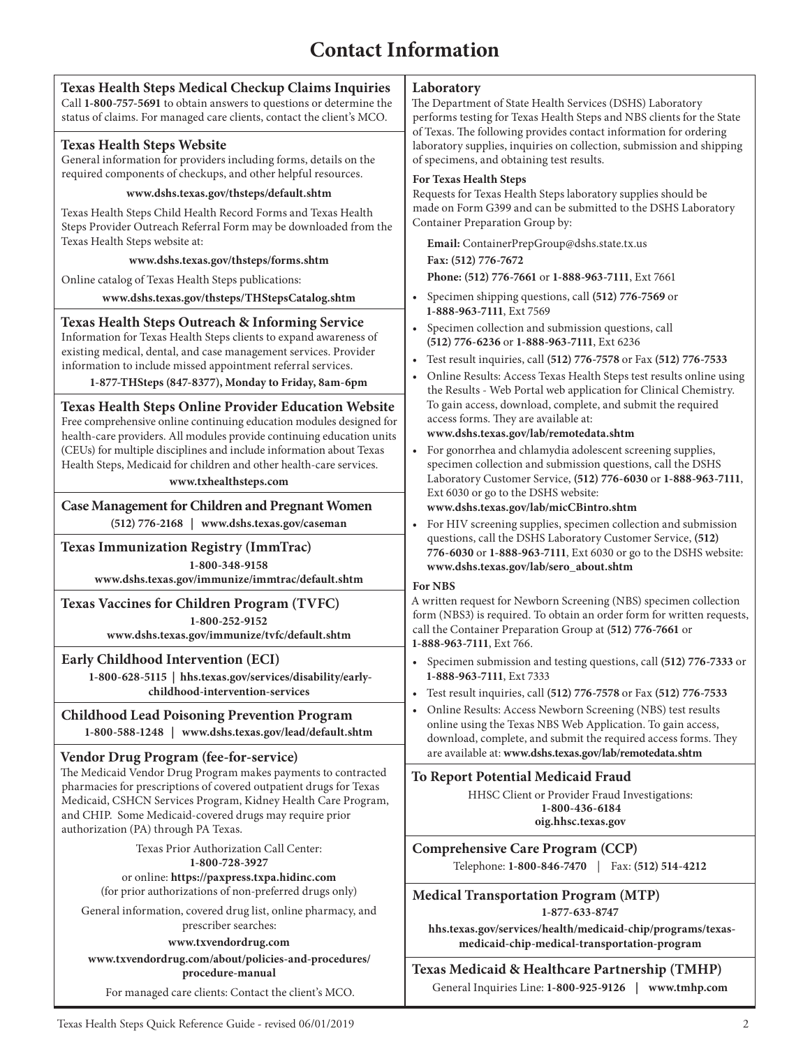# Contact Information

## Texas Health Steps Medical Checkup Claims Inquiries

Call **1-800-757-5691** to obtain answers to questions or determine the status of claims. For managed care clients, contact the client's MCO.

## Texas Health Steps Website

General information for providers including forms, details on the required components of checkups, and other helpful resources.

**www.dshs.texas.gov/thsteps/default.shtm**

Texas Health Steps Child Health Record Forms and Texas Health Steps Provider Outreach Referral Form may be downloaded from the Texas Health Steps website at:

**www.dshs.texas.gov/thsteps/forms.shtm**

Online catalog of Texas Health Steps publications:

**www.dshs.texas.gov/thsteps/THStepsCatalog.shtm**

## Texas Health Steps Outreach & Informing Service

Information for Texas Health Steps clients to expand awareness of existing medical, dental, and case management services. Provider information to include missed appointment referral services.

**1-877-THSteps (847-8377), Monday to Friday, 8am-6pm**

## Texas Health Steps Online Provider Education Website

Free comprehensive online continuing education modules designed for health-care providers. All modules provide continuing education units (CEUs) for multiple disciplines and include information about Texas Health Steps, Medicaid for children and other health-care services.

**www.txhealthsteps.com**

## Case Management for Children and Pregnant Women

**(512) 776-2168 | www.dshs.texas.gov/caseman**

## Texas Immunization Registry (ImmTrac)

**1-800-348-9158**

**www.dshs.texas.gov/immunize/immtrac/default.shtm**

## Texas Vaccines for Children Program (TVFC)

**1-800-252-9152**

**www.dshs.texas.gov/immunize/tvfc/default.shtm**

## Early Childhood Intervention (ECI)

**1-800-628-5115 | hhs.texas.gov/services/disability/early-childhood-intervention-services**

## Childhood Lead Poisoning Prevention Program

**1-800-588-1248 | www.dshs.texas.gov/lead/default.shtm**

## Vendor Drug Program (fee-for-service)

The Medicaid Vendor Drug Program makes payments to contracted pharmacies for prescriptions of covered outpatient drugs for Texas Medicaid, CSHCN Services Program, Kidney Health Care Program, and CHIP. Some Medicaid-covered drugs may require prior authorization (PA) through PA Texas.

Texas Prior Authorization Call Center:
**1-800-728-3927**
or online: **https://paxpress.txpa.hidinc.com**
(for prior authorizations of non-preferred drugs only)

General information, covered drug list, online pharmacy, and prescriber searches:

**www.txvendordrug.com**

**www.txvendordrug.com/about/policies-and-procedures/procedure-manual**

For managed care clients: Contact the client's MCO.

## Laboratory

The Department of State Health Services (DSHS) Laboratory performs testing for Texas Health Steps and NBS clients for the State of Texas. The following provides contact information for ordering laboratory supplies, inquiries on collection, submission and shipping of specimens, and obtaining test results.

### For Texas Health Steps

Requests for Texas Health Steps laboratory supplies should be made on Form G399 and can be submitted to the DSHS Laboratory Container Preparation Group by:

**Email:** ContainerPrepGroup@dshs.state.tx.us
**Fax: (512) 776-7672**
**Phone: (512) 776-7661** or **1-888-963-7111**, Ext 7661

- Specimen shipping questions, call **(512) 776-7569** or **1-888-963-7111**, Ext 7569
- Specimen collection and submission questions, call **(512) 776-6236** or **1-888-963-7111**, Ext 6236
- Test result inquiries, call **(512) 776-7578** or Fax **(512) 776-7533**
- Online Results: Access Texas Health Steps test results online using the Results - Web Portal web application for Clinical Chemistry. To gain access, download, complete, and submit the required access forms. They are available at: **www.dshs.texas.gov/lab/remotedata.shtm**
- For gonorrhea and chlamydia adolescent screening supplies, specimen collection and submission questions, call the DSHS Laboratory Customer Service, **(512) 776-6030** or **1-888-963-7111**, Ext 6030 or go to the DSHS website: **www.dshs.texas.gov/lab/micCBintro.shtm**
- For HIV screening supplies, specimen collection and submission questions, call the DSHS Laboratory Customer Service, **(512) 776-6030** or **1-888-963-7111**, Ext 6030 or go to the DSHS website: **www.dshs.texas.gov/lab/sero_about.shtm**

### For NBS

A written request for Newborn Screening (NBS) specimen collection form (NBS3) is required. To obtain an order form for written requests, call the Container Preparation Group at **(512) 776-7661** or **1-888-963-7111**, Ext 766.

- Specimen submission and testing questions, call **(512) 776-7333** or **1-888-963-7111**, Ext 7333
- Test result inquiries, call **(512) 776-7578** or Fax **(512) 776-7533**
- Online Results: Access Newborn Screening (NBS) test results online using the Texas NBS Web Application. To gain access, download, complete, and submit the required access forms. They are available at: **www.dshs.texas.gov/lab/remotedata.shtm**

## To Report Potential Medicaid Fraud

HHSC Client or Provider Fraud Investigations:
**1-800-436-6184**
**oig.hhsc.texas.gov**

## Comprehensive Care Program (CCP)

Telephone: **1-800-846-7470** | Fax: **(512) 514-4212**

## Medical Transportation Program (MTP)

**1-877-633-8747**

**hhs.texas.gov/services/health/medicaid-chip/programs/texas-medicaid-chip-medical-transportation-program**

## Texas Medicaid & Healthcare Partnership (TMHP)

General Inquiries Line: **1-800-925-9126** | **www.tmhp.com**